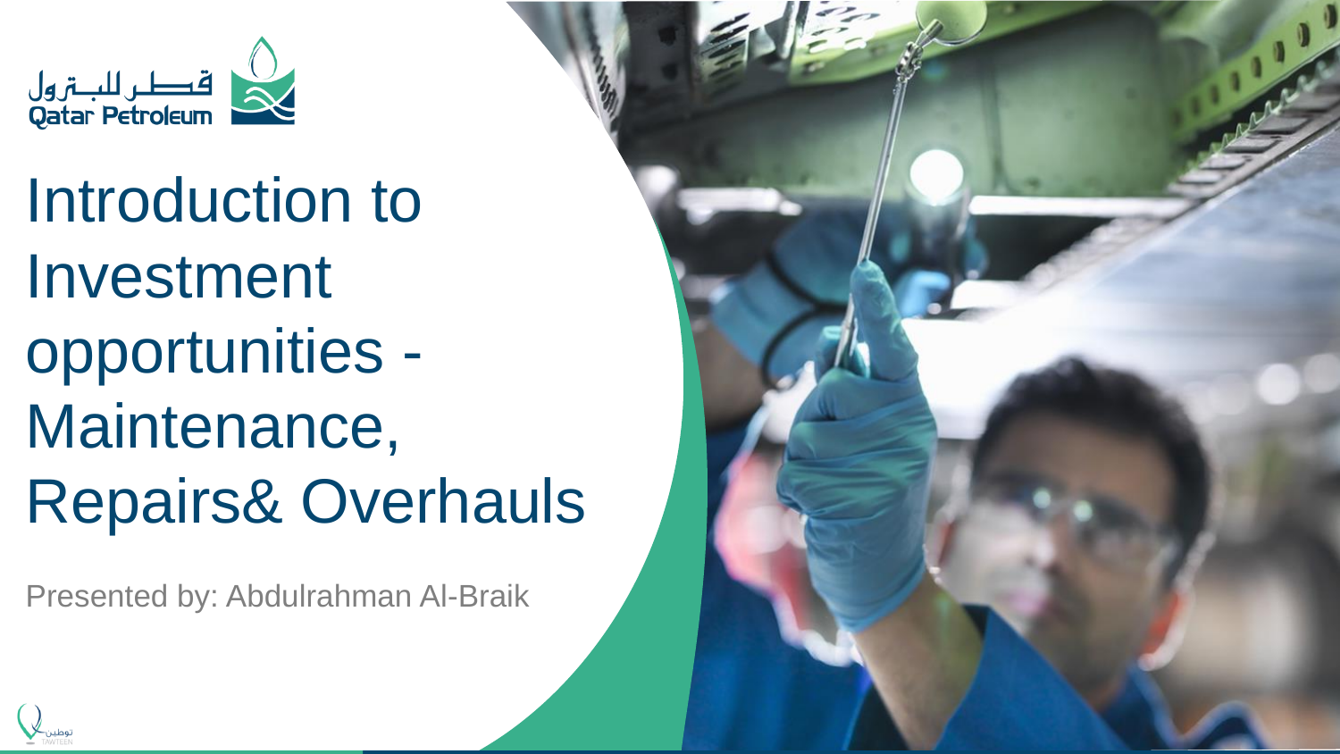قطر للبترول
Qatar Petroleum

# Introduction to Investment opportunities - Maintenance, Repairs& Overhauls

Presented by: Abdulrahman Al-Braik

توطين
TAWTEEN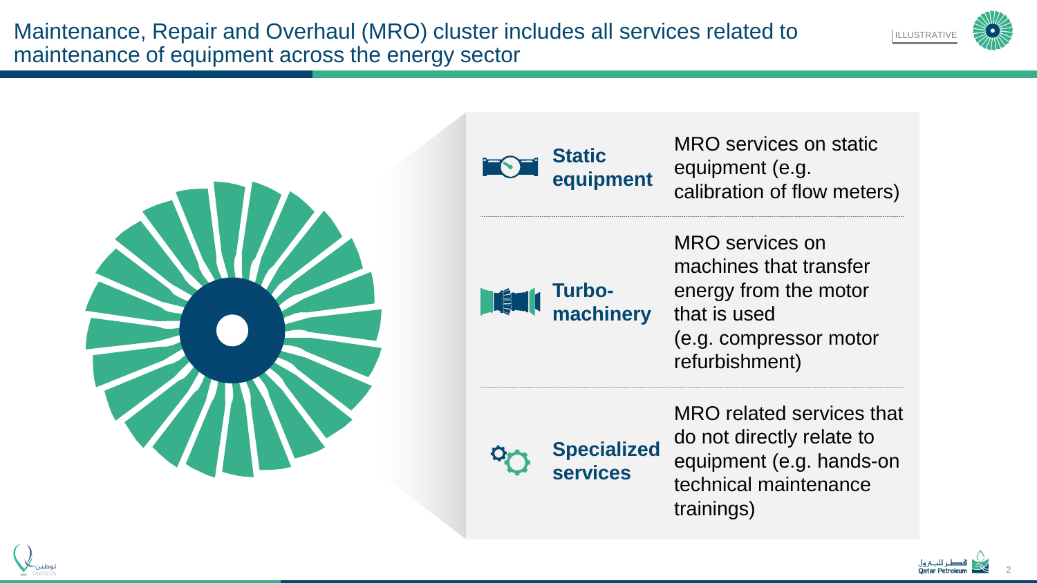# Maintenance, Repair and Overhaul (MRO) cluster includes all services related to maintenance of equipment across the energy sector

ILLUSTRATIVE

| | |
|---|---|
| **Static equipment** | MRO services on static equipment (e.g. calibration of flow meters) |
| **Turbo-machinery** | MRO services on machines that transfer energy from the motor that is used (e.g. compressor motor refurbishment) |
| **Specialized services** | MRO related services that do not directly relate to equipment (e.g. hands-on technical maintenance trainings) |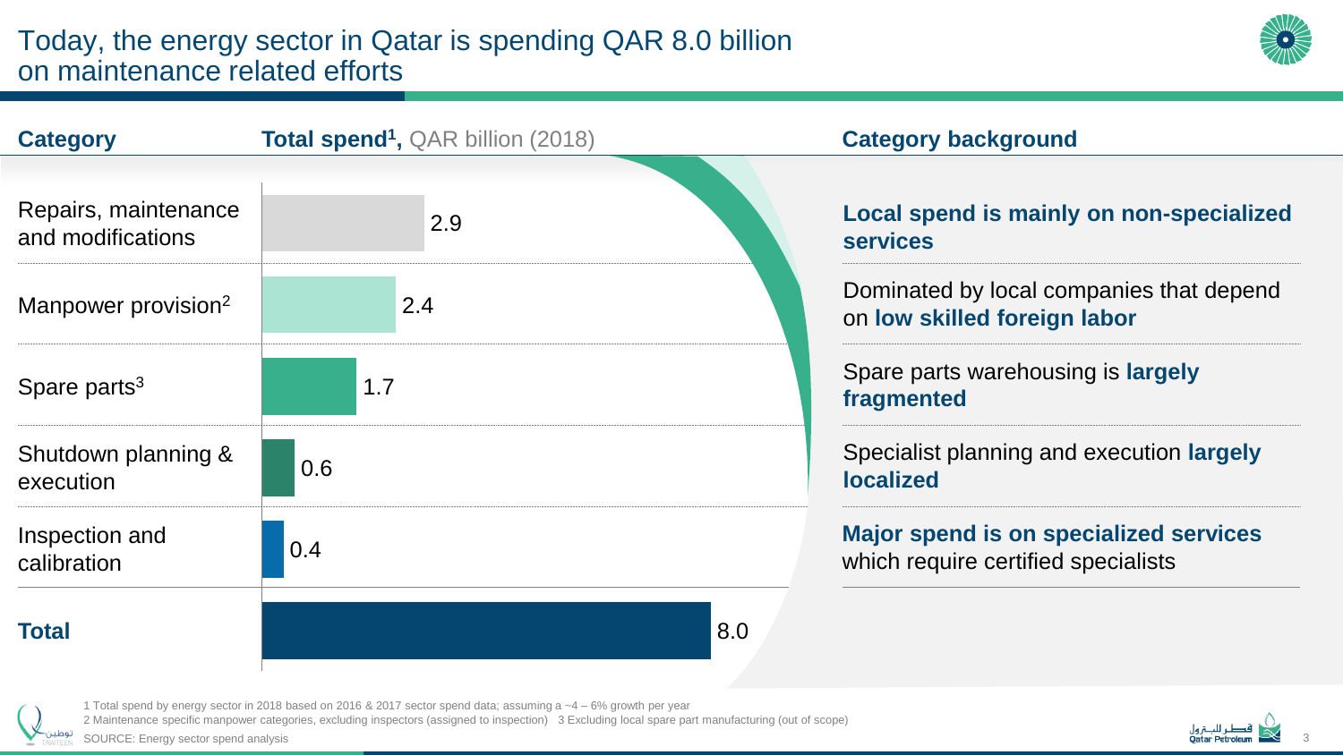# Today, the energy sector in Qatar is spending QAR 8.0 billion on maintenance related efforts

| Category | Total spend[1], QAR billion (2018) | Category background |
|---|---|---|
| Repairs, maintenance and modifications | 2.9 | **Local spend is mainly on non-specialized services** |
| Manpower provision[2] | 2.4 | Dominated by local companies that depend on **low skilled foreign labor** |
| Spare parts[3] | 1.7 | Spare parts warehousing is **largely fragmented** |
| Shutdown planning & execution | 0.6 | Specialist planning and execution **largely localized** |
| Inspection and calibration | 0.4 | **Major spend is on specialized services** which require certified specialists |
| **Total** | 8.0 | |

1 Total spend by energy sector in 2018 based on 2016 & 2017 sector spend data; assuming a ~4 – 6% growth per year
2 Maintenance specific manpower categories, excluding inspectors (assigned to inspection) 3 Excluding local spare part manufacturing (out of scope)

SOURCE: Energy sector spend analysis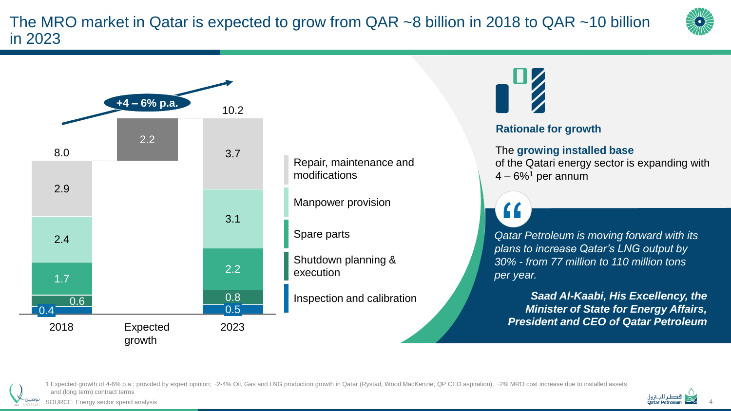# The MRO market in Qatar is expected to grow from QAR ~8 billion in 2018 to QAR ~10 billion in 2023

**+4 – 6% p.a.**

| | 2018 | Expected growth | 2023 |
|---|---|---|---|
| Repair, maintenance and modifications | 2.9 | | 3.7 |
| Manpower provision | 2.4 | | 3.1 |
| Spare parts | 1.7 | | 2.2 |
| Shutdown planning & execution | 0.6 | | 0.8 |
| Inspection and calibration | 0.4 | | 0.5 |
| Total | 8.0 | 2.2 | 10.2 |

## Rationale for growth

The **growing installed base** of the Qatari energy sector is expanding with 4 – 6%[1] per annum

*Qatar Petroleum is moving forward with its plans to increase Qatar's LNG output by 30% - from 77 million to 110 million tons per year.*

***Saad Al-Kaabi, His Excellency, the Minister of State for Energy Affairs, President and CEO of Qatar Petroleum***

1 Expected growth of 4-6% p.a.; provided by expert opinion; ~2-4% Oil, Gas and LNG production growth in Qatar (Rystad, Wood MacKenzie, QP CEO aspiration), ~2% MRO cost increase due to installed assets and (long term) contract terms

SOURCE: Energy sector spend analysis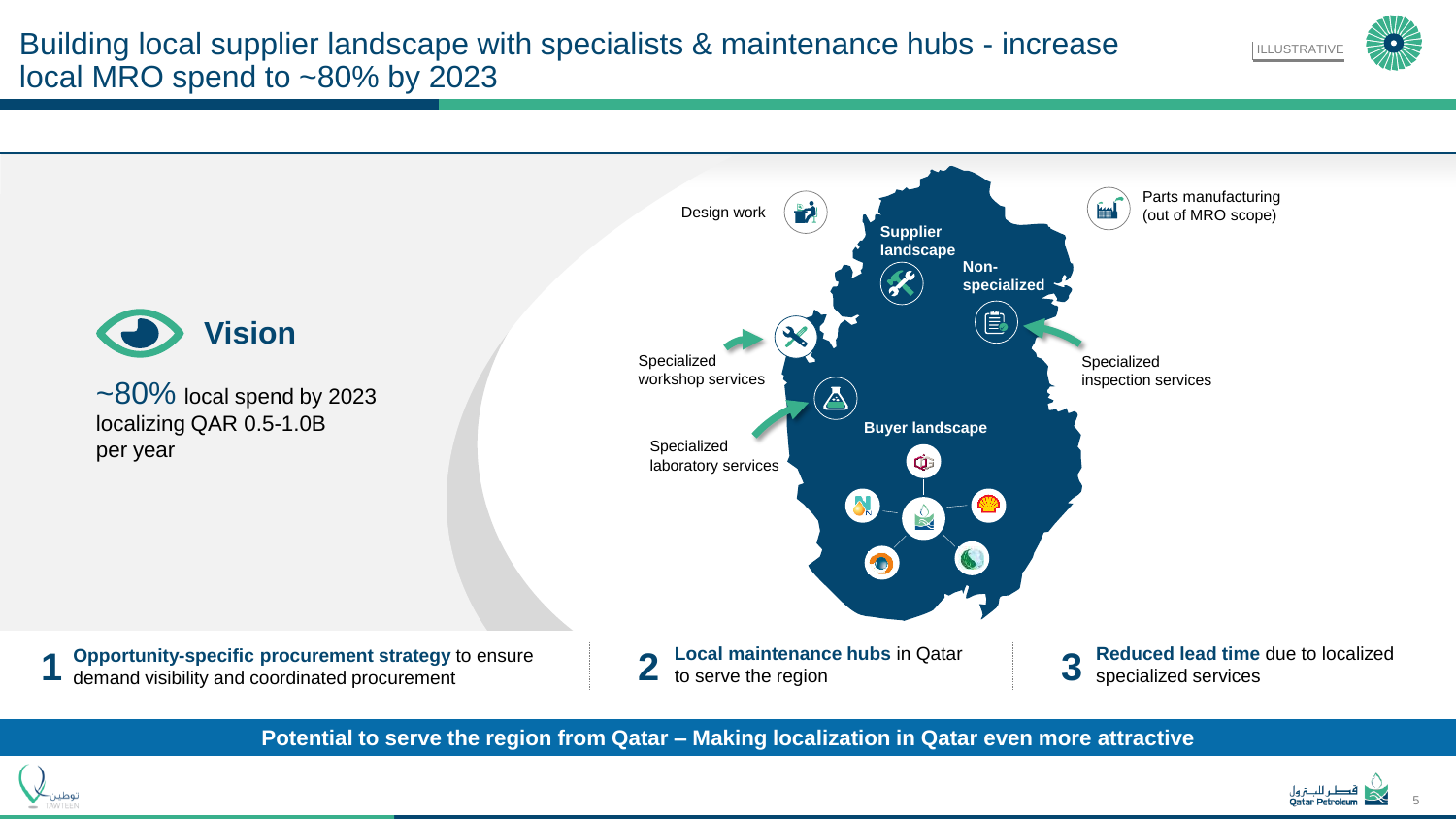# Building local supplier landscape with specialists & maintenance hubs - increase local MRO spend to ~80% by 2023

ILLUSTRATIVE

## Vision

~80% local spend by 2023 localizing QAR 0.5-1.0B per year

Design work

Supplier landscape

Non-specialized

Parts manufacturing (out of MRO scope)

Specialized workshop services

Specialized inspection services

Specialized laboratory services

Buyer landscape

1. **Opportunity-specific procurement strategy** to ensure demand visibility and coordinated procurement
2. **Local maintenance hubs** in Qatar to serve the region
3. **Reduced lead time** due to localized specialized services

**Potential to serve the region from Qatar – Making localization in Qatar even more attractive**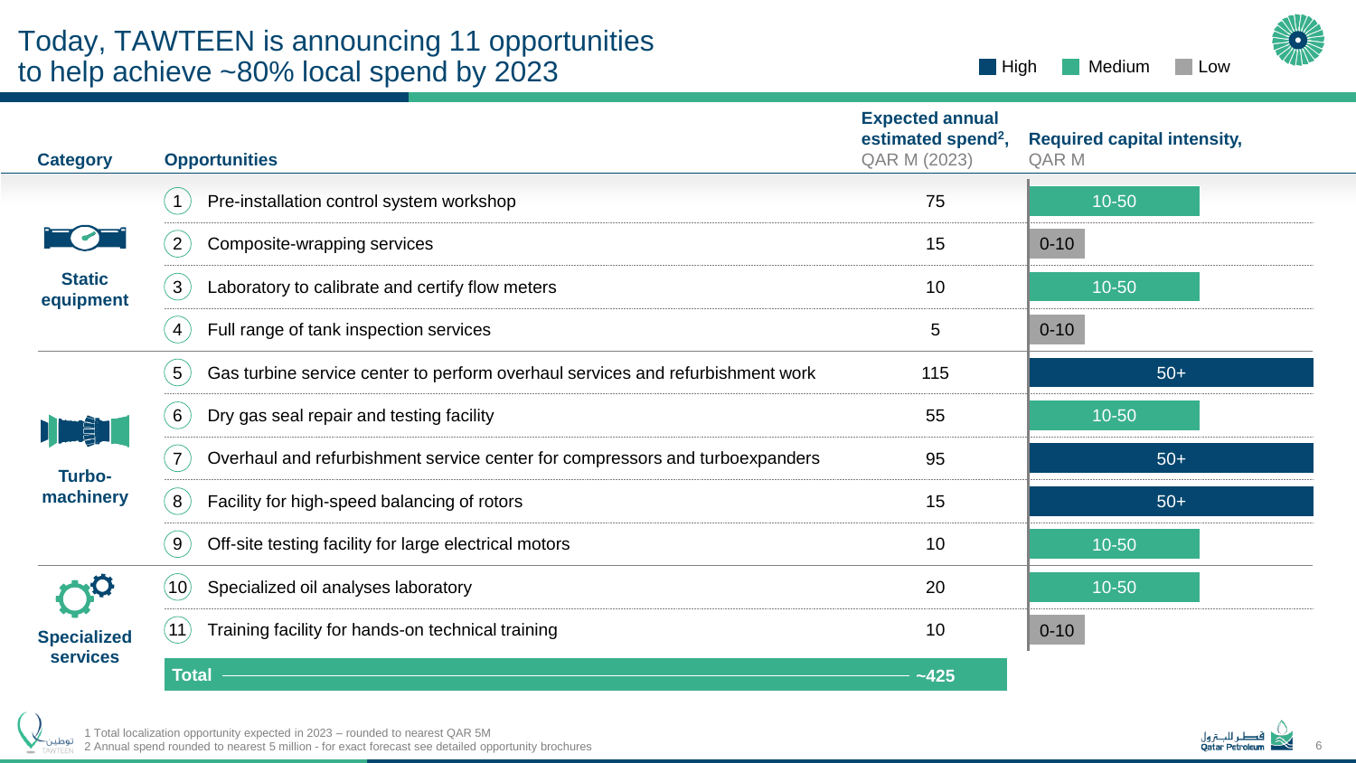# Today, TAWTEEN is announcing 11 opportunities to help achieve ~80% local spend by 2023

High | Medium | Low

| Category | Opportunities | Expected annual estimated spend[2], QAR M (2023) | Required capital intensity, QAR M |
|---|---|---|---|
| Static equipment | 1 Pre-installation control system workshop | 75 | 10-50 |
| | 2 Composite-wrapping services | 15 | 0-10 |
| | 3 Laboratory to calibrate and certify flow meters | 10 | 10-50 |
| | 4 Full range of tank inspection services | 5 | 0-10 |
| Turbo-machinery | 5 Gas turbine service center to perform overhaul services and refurbishment work | 115 | 50+ |
| | 6 Dry gas seal repair and testing facility | 55 | 10-50 |
| | 7 Overhaul and refurbishment service center for compressors and turboexpanders | 95 | 50+ |
| | 8 Facility for high-speed balancing of rotors | 15 | 50+ |
| | 9 Off-site testing facility for large electrical motors | 10 | 10-50 |
| Specialized services | 10 Specialized oil analyses laboratory | 20 | 10-50 |
| | 11 Training facility for hands-on technical training | 10 | 0-10 |
| | **Total** | **~425** | |

1 Total localization opportunity expected in 2023 – rounded to nearest QAR 5M
2 Annual spend rounded to nearest 5 million - for exact forecast see detailed opportunity brochures